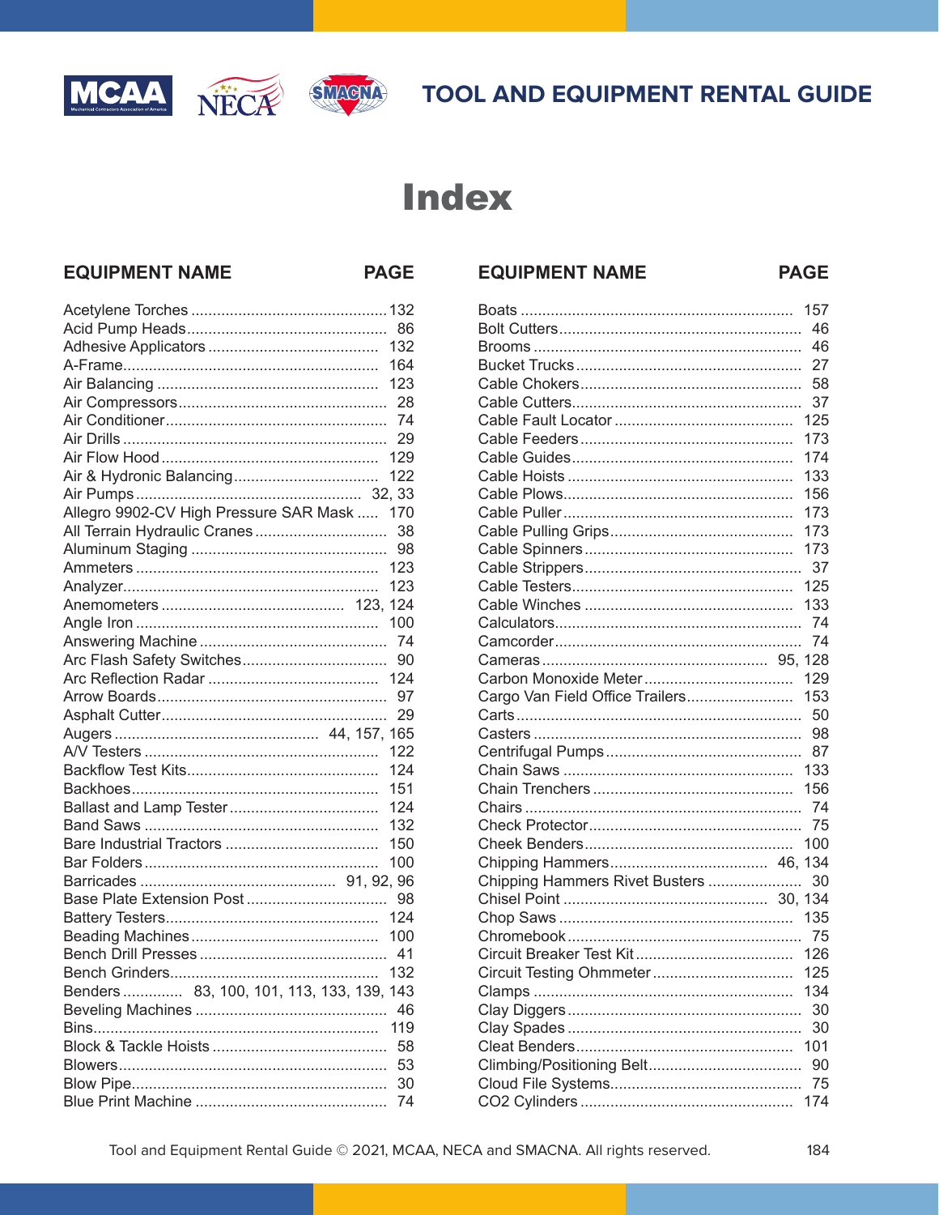# TOOL AND EQUIPMENT RENTAL GUIDE

# Index

| EQUIPMENT NAME | PAGE |
|---|---|
| Acetylene Torches | 132 |
| Acid Pump Heads | 86 |
| Adhesive Applicators | 132 |
| A-Frame | 164 |
| Air Balancing | 123 |
| Air Compressors | 28 |
| Air Conditioner | 74 |
| Air Drills | 29 |
| Air Flow Hood | 129 |
| Air & Hydronic Balancing | 122 |
| Air Pumps | 32, 33 |
| Allegro 9902-CV High Pressure SAR Mask | 170 |
| All Terrain Hydraulic Cranes | 38 |
| Aluminum Staging | 98 |
| Ammeters | 123 |
| Analyzer | 123 |
| Anemometers | 123, 124 |
| Angle Iron | 100 |
| Answering Machine | 74 |
| Arc Flash Safety Switches | 90 |
| Arc Reflection Radar | 124 |
| Arrow Boards | 97 |
| Asphalt Cutter | 29 |
| Augers | 44, 157, 165 |
| A/V Testers | 122 |
| Backflow Test Kits | 124 |
| Backhoes | 151 |
| Ballast and Lamp Tester | 124 |
| Band Saws | 132 |
| Bare Industrial Tractors | 150 |
| Bar Folders | 100 |
| Barricades | 91, 92, 96 |
| Base Plate Extension Post | 98 |
| Battery Testers | 124 |
| Beading Machines | 100 |
| Bench Drill Presses | 41 |
| Bench Grinders | 132 |
| Benders | 83, 100, 101, 113, 133, 139, 143 |
| Beveling Machines | 46 |
| Bins | 119 |
| Block & Tackle Hoists | 58 |
| Blowers | 53 |
| Blow Pipe | 30 |
| Blue Print Machine | 74 |
| Boats | 157 |
| Bolt Cutters | 46 |
| Brooms | 46 |
| Bucket Trucks | 27 |
| Cable Chokers | 58 |
| Cable Cutters | 37 |
| Cable Fault Locator | 125 |
| Cable Feeders | 173 |
| Cable Guides | 174 |
| Cable Hoists | 133 |
| Cable Plows | 156 |
| Cable Puller | 173 |
| Cable Pulling Grips | 173 |
| Cable Spinners | 173 |
| Cable Strippers | 37 |
| Cable Testers | 125 |
| Cable Winches | 133 |
| Calculators | 74 |
| Camcorder | 74 |
| Cameras | 95, 128 |
| Carbon Monoxide Meter | 129 |
| Cargo Van Field Office Trailers | 153 |
| Carts | 50 |
| Casters | 98 |
| Centrifugal Pumps | 87 |
| Chain Saws | 133 |
| Chain Trenchers | 156 |
| Chairs | 74 |
| Check Protector | 75 |
| Cheek Benders | 100 |
| Chipping Hammers | 46, 134 |
| Chipping Hammers Rivet Busters | 30 |
| Chisel Point | 30, 134 |
| Chop Saws | 135 |
| Chromebook | 75 |
| Circuit Breaker Test Kit | 126 |
| Circuit Testing Ohmmeter | 125 |
| Clamps | 134 |
| Clay Diggers | 30 |
| Clay Spades | 30 |
| Cleat Benders | 101 |
| Climbing/Positioning Belt | 90 |
| Cloud File Systems | 75 |
| CO2 Cylinders | 174 |

Tool and Equipment Rental Guide © 2021, MCAA, NECA and SMACNA. All rights reserved.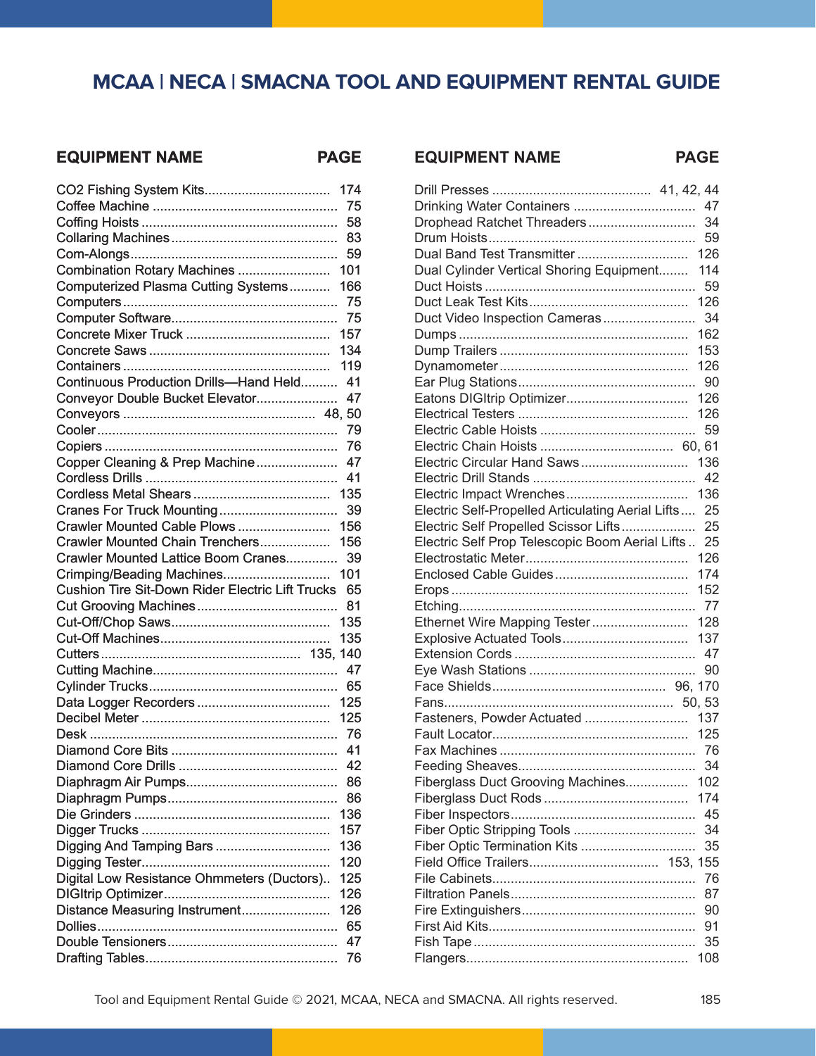# MCAA | NECA | SMACNA TOOL AND EQUIPMENT RENTAL GUIDE

| EQUIPMENT NAME | PAGE |
|---|---|
| $CO_2$ Fishing System Kits | 174 |
| Coffee Machine | 75 |
| Coffing Hoists | 58 |
| Collaring Machines | 83 |
| Com-Alongs | 59 |
| Combination Rotary Machines | 101 |
| Computerized Plasma Cutting Systems | 166 |
| Computers | 75 |
| Computer Software | 75 |
| Concrete Mixer Truck | 157 |
| Concrete Saws | 134 |
| Containers | 119 |
| Continuous Production Drills—Hand Held | 41 |
| Conveyor Double Bucket Elevator | 47 |
| Conveyors | 48, 50 |
| Cooler | 79 |
| Copiers | 76 |
| Copper Cleaning & Prep Machine | 47 |
| Cordless Drills | 41 |
| Cordless Metal Shears | 135 |
| Cranes For Truck Mounting | 39 |
| Crawler Mounted Cable Plows | 156 |
| Crawler Mounted Chain Trenchers | 156 |
| Crawler Mounted Lattice Boom Cranes | 39 |
| Crimping/Beading Machines | 101 |
| Cushion Tire Sit-Down Rider Electric Lift Trucks | 65 |
| Cut Grooving Machines | 81 |
| Cut-Off/Chop Saws | 135 |
| Cut-Off Machines | 135 |
| Cutters | 135, 140 |
| Cutting Machine | 47 |
| Cylinder Trucks | 65 |
| Data Logger Recorders | 125 |
| Decibel Meter | 125 |
| Desk | 76 |
| Diamond Core Bits | 41 |
| Diamond Core Drills | 42 |
| Diaphragm Air Pumps | 86 |
| Diaphragm Pumps | 86 |
| Die Grinders | 136 |
| Digger Trucks | 157 |
| Digging And Tamping Bars | 136 |
| Digging Tester | 120 |
| Digital Low Resistance Ohmmeters (Ductors) | 125 |
| DIGItrip Optimizer | 126 |
| Distance Measuring Instrument | 126 |
| Dollies | 65 |
| Double Tensioners | 47 |
| Drafting Tables | 76 |
| Drill Presses | 41, 42, 44 |
| Drinking Water Containers | 47 |
| Drophead Ratchet Threaders | 34 |
| Drum Hoists | 59 |
| Dual Band Test Transmitter | 126 |
| Dual Cylinder Vertical Shoring Equipment | 114 |
| Duct Hoists | 59 |
| Duct Leak Test Kits | 126 |
| Duct Video Inspection Cameras | 34 |
| Dumps | 162 |
| Dump Trailers | 153 |
| Dynamometer | 126 |
| Ear Plug Stations | 90 |
| Eatons DIGItrip Optimizer | 126 |
| Electrical Testers | 126 |
| Electric Cable Hoists | 59 |
| Electric Chain Hoists | 60, 61 |
| Electric Circular Hand Saws | 136 |
| Electric Drill Stands | 42 |
| Electric Impact Wrenches | 136 |
| Electric Self-Propelled Articulating Aerial Lifts | 25 |
| Electric Self Propelled Scissor Lifts | 25 |
| Electric Self Prop Telescopic Boom Aerial Lifts | 25 |
| Electrostatic Meter | 126 |
| Enclosed Cable Guides | 174 |
| Erops | 152 |
| Etching | 77 |
| Ethernet Wire Mapping Tester | 128 |
| Explosive Actuated Tools | 137 |
| Extension Cords | 47 |
| Eye Wash Stations | 90 |
| Face Shields | 96, 170 |
| Fans | 50, 53 |
| Fasteners, Powder Actuated | 137 |
| Fault Locator | 125 |
| Fax Machines | 76 |
| Feeding Sheaves | 34 |
| Fiberglass Duct Grooving Machines | 102 |
| Fiberglass Duct Rods | 174 |
| Fiber Inspectors | 45 |
| Fiber Optic Stripping Tools | 34 |
| Fiber Optic Termination Kits | 35 |
| Field Office Trailers | 153, 155 |
| File Cabinets | 76 |
| Filtration Panels | 87 |
| Fire Extinguishers | 90 |
| First Aid Kits | 91 |
| Fish Tape | 35 |
| Flangers | 108 |

Tool and Equipment Rental Guide © 2021, MCAA, NECA and SMACNA. All rights reserved.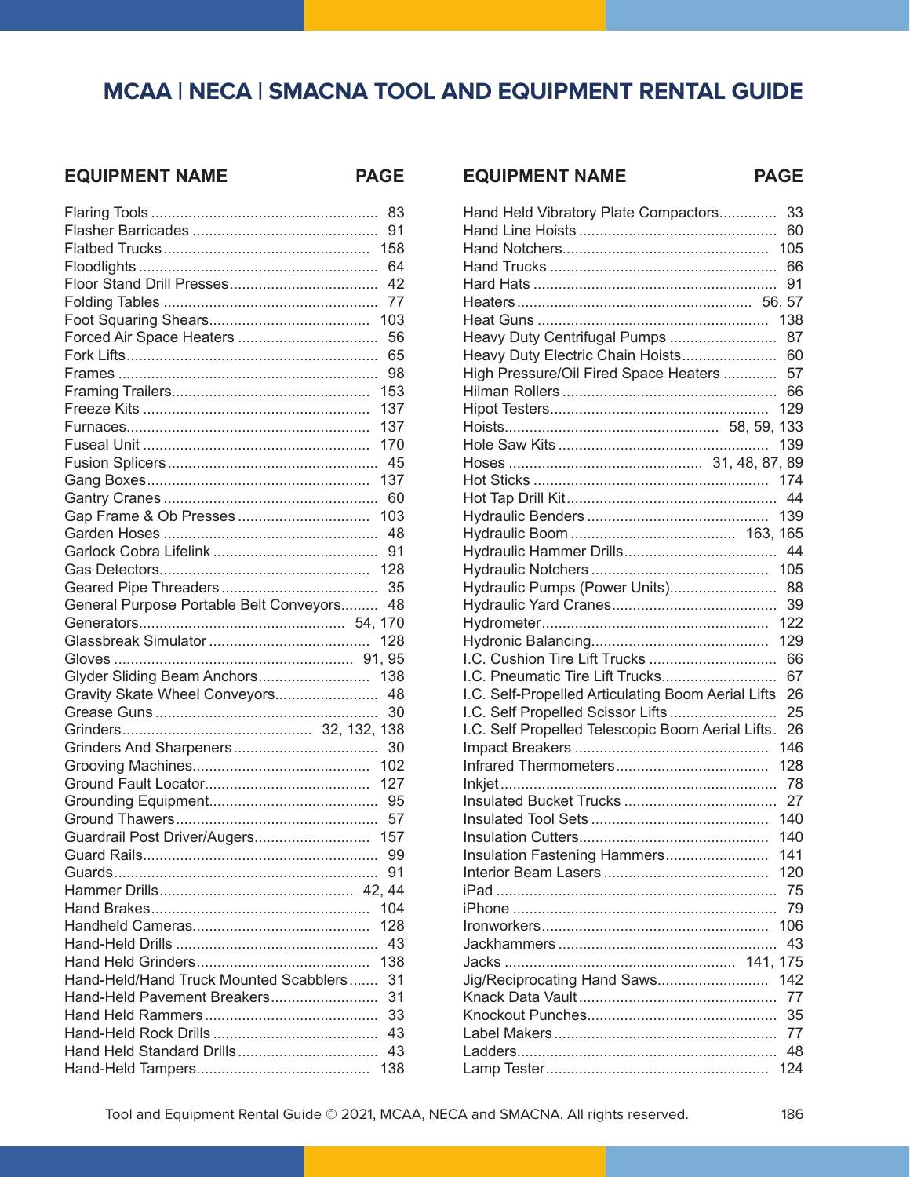## MCAA | NECA | SMACNA TOOL AND EQUIPMENT RENTAL GUIDE

| EQUIPMENT NAME | PAGE |
|---|---|
| Flaring Tools | 83 |
| Flasher Barricades | 91 |
| Flatbed Trucks | 158 |
| Floodlights | 64 |
| Floor Stand Drill Presses | 42 |
| Folding Tables | 77 |
| Foot Squaring Shears | 103 |
| Forced Air Space Heaters | 56 |
| Fork Lifts | 65 |
| Frames | 98 |
| Framing Trailers | 153 |
| Freeze Kits | 137 |
| Furnaces | 137 |
| Fuseal Unit | 170 |
| Fusion Splicers | 45 |
| Gang Boxes | 137 |
| Gantry Cranes | 60 |
| Gap Frame & Ob Presses | 103 |
| Garden Hoses | 48 |
| Garlock Cobra Lifelink | 91 |
| Gas Detectors | 128 |
| Geared Pipe Threaders | 35 |
| General Purpose Portable Belt Conveyors | 48 |
| Generators | 54, 170 |
| Glassbreak Simulator | 128 |
| Gloves | 91, 95 |
| Glyder Sliding Beam Anchors | 138 |
| Gravity Skate Wheel Conveyors | 48 |
| Grease Guns | 30 |
| Grinders | 32, 132, 138 |
| Grinders And Sharpeners | 30 |
| Grooving Machines | 102 |
| Ground Fault Locator | 127 |
| Grounding Equipment | 95 |
| Ground Thawers | 57 |
| Guardrail Post Driver/Augers | 157 |
| Guard Rails | 99 |
| Guards | 91 |
| Hammer Drills | 42, 44 |
| Hand Brakes | 104 |
| Handheld Cameras | 128 |
| Hand-Held Drills | 43 |
| Hand Held Grinders | 138 |
| Hand-Held/Hand Truck Mounted Scabblers | 31 |
| Hand-Held Pavement Breakers | 31 |
| Hand Held Rammers | 33 |
| Hand-Held Rock Drills | 43 |
| Hand Held Standard Drills | 43 |
| Hand-Held Tampers | 138 |
| Hand Held Vibratory Plate Compactors | 33 |
| Hand Line Hoists | 60 |
| Hand Notchers | 105 |
| Hand Trucks | 66 |
| Hard Hats | 91 |
| Heaters | 56, 57 |
| Heat Guns | 138 |
| Heavy Duty Centrifugal Pumps | 87 |
| Heavy Duty Electric Chain Hoists | 60 |
| High Pressure/Oil Fired Space Heaters | 57 |
| Hilman Rollers | 66 |
| Hipot Testers | 129 |
| Hoists | 58, 59, 133 |
| Hole Saw Kits | 139 |
| Hoses | 31, 48, 87, 89 |
| Hot Sticks | 174 |
| Hot Tap Drill Kit | 44 |
| Hydraulic Benders | 139 |
| Hydraulic Boom | 163, 165 |
| Hydraulic Hammer Drills | 44 |
| Hydraulic Notchers | 105 |
| Hydraulic Pumps (Power Units) | 88 |
| Hydraulic Yard Cranes | 39 |
| Hydrometer | 122 |
| Hydronic Balancing | 129 |
| I.C. Cushion Tire Lift Trucks | 66 |
| I.C. Pneumatic Tire Lift Trucks | 67 |
| I.C. Self-Propelled Articulating Boom Aerial Lifts | 26 |
| I.C. Self Propelled Scissor Lifts | 25 |
| I.C. Self Propelled Telescopic Boom Aerial Lifts | 26 |
| Impact Breakers | 146 |
| Infrared Thermometers | 128 |
| Inkjet | 78 |
| Insulated Bucket Trucks | 27 |
| Insulated Tool Sets | 140 |
| Insulation Cutters | 140 |
| Insulation Fastening Hammers | 141 |
| Interior Beam Lasers | 120 |
| iPad | 75 |
| iPhone | 79 |
| Ironworkers | 106 |
| Jackhammers | 43 |
| Jacks | 141, 175 |
| Jig/Reciprocating Hand Saws | 142 |
| Knack Data Vault | 77 |
| Knockout Punches | 35 |
| Label Makers | 77 |
| Ladders | 48 |
| Lamp Tester | 124 |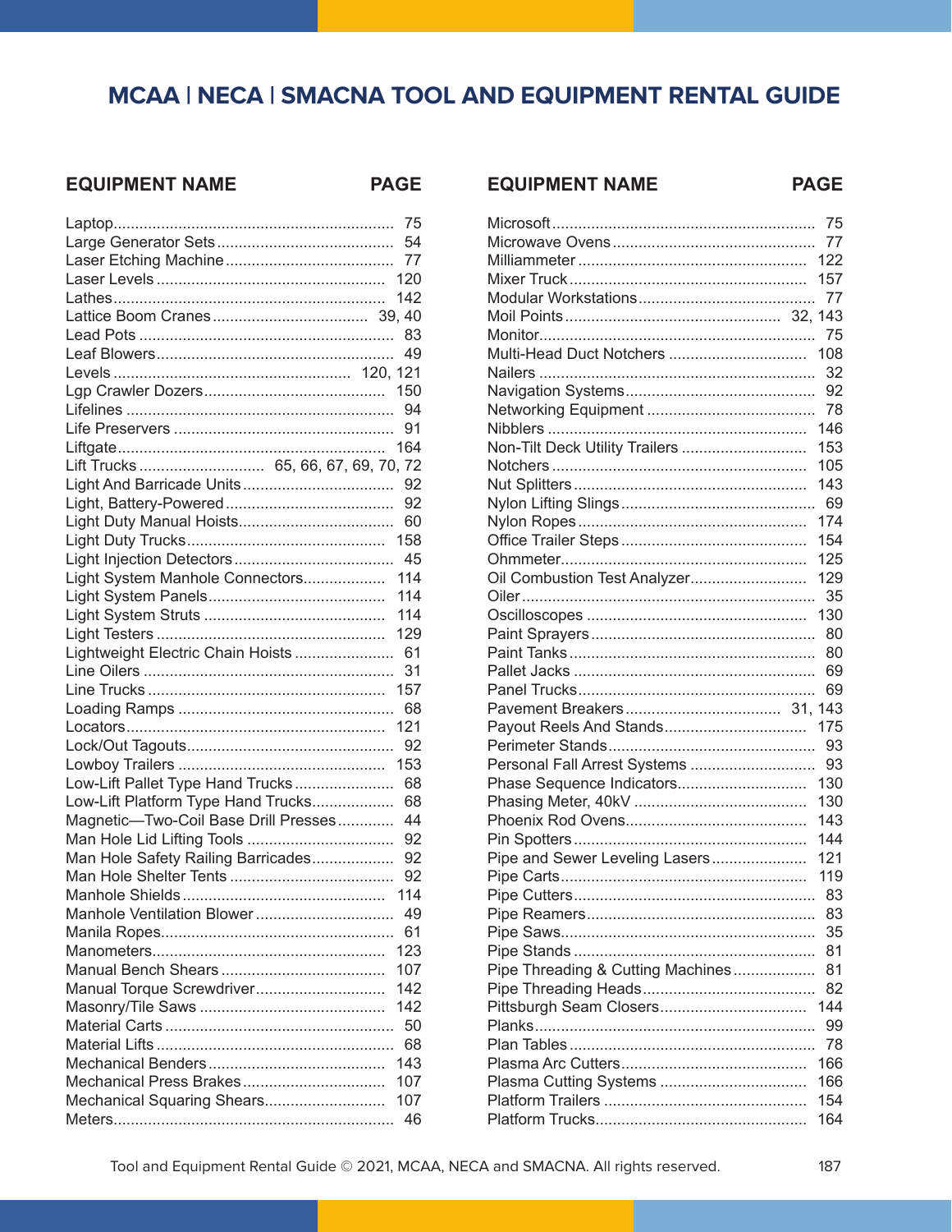# MCAA | NECA | SMACNA TOOL AND EQUIPMENT RENTAL GUIDE

| EQUIPMENT NAME | PAGE |
|---|---|
| Laptop | 75 |
| Large Generator Sets | 54 |
| Laser Etching Machine | 77 |
| Laser Levels | 120 |
| Lathes | 142 |
| Lattice Boom Cranes | 39, 40 |
| Lead Pots | 83 |
| Leaf Blowers | 49 |
| Levels | 120, 121 |
| Lgp Crawler Dozers | 150 |
| Lifelines | 94 |
| Life Preservers | 91 |
| Liftgate | 164 |
| Lift Trucks | 65, 66, 67, 69, 70, 72 |
| Light And Barricade Units | 92 |
| Light, Battery-Powered | 92 |
| Light Duty Manual Hoists | 60 |
| Light Duty Trucks | 158 |
| Light Injection Detectors | 45 |
| Light System Manhole Connectors | 114 |
| Light System Panels | 114 |
| Light System Struts | 114 |
| Light Testers | 129 |
| Lightweight Electric Chain Hoists | 61 |
| Line Oilers | 31 |
| Line Trucks | 157 |
| Loading Ramps | 68 |
| Locators | 121 |
| Lock/Out Tagouts | 92 |
| Lowboy Trailers | 153 |
| Low-Lift Pallet Type Hand Trucks | 68 |
| Low-Lift Platform Type Hand Trucks | 68 |
| Magnetic—Two-Coil Base Drill Presses | 44 |
| Man Hole Lid Lifting Tools | 92 |
| Man Hole Safety Railing Barricades | 92 |
| Man Hole Shelter Tents | 92 |
| Manhole Shields | 114 |
| Manhole Ventilation Blower | 49 |
| Manila Ropes | 61 |
| Manometers | 123 |
| Manual Bench Shears | 107 |
| Manual Torque Screwdriver | 142 |
| Masonry/Tile Saws | 142 |
| Material Carts | 50 |
| Material Lifts | 68 |
| Mechanical Benders | 143 |
| Mechanical Press Brakes | 107 |
| Mechanical Squaring Shears | 107 |
| Meters | 46 |

| EQUIPMENT NAME | PAGE |
|---|---|
| Microsoft | 75 |
| Microwave Ovens | 77 |
| Milliammeter | 122 |
| Mixer Truck | 157 |
| Modular Workstations | 77 |
| Moil Points | 32, 143 |
| Monitor | 75 |
| Multi-Head Duct Notchers | 108 |
| Nailers | 32 |
| Navigation Systems | 92 |
| Networking Equipment | 78 |
| Nibblers | 146 |
| Non-Tilt Deck Utility Trailers | 153 |
| Notchers | 105 |
| Nut Splitters | 143 |
| Nylon Lifting Slings | 69 |
| Nylon Ropes | 174 |
| Office Trailer Steps | 154 |
| Ohmmeter | 125 |
| Oil Combustion Test Analyzer | 129 |
| Oiler | 35 |
| Oscilloscopes | 130 |
| Paint Sprayers | 80 |
| Paint Tanks | 80 |
| Pallet Jacks | 69 |
| Panel Trucks | 69 |
| Pavement Breakers | 31, 143 |
| Payout Reels And Stands | 175 |
| Perimeter Stands | 93 |
| Personal Fall Arrest Systems | 93 |
| Phase Sequence Indicators | 130 |
| Phasing Meter, 40kV | 130 |
| Phoenix Rod Ovens | 143 |
| Pin Spotters | 144 |
| Pipe and Sewer Leveling Lasers | 121 |
| Pipe Carts | 119 |
| Pipe Cutters | 83 |
| Pipe Reamers | 83 |
| Pipe Saws | 35 |
| Pipe Stands | 81 |
| Pipe Threading & Cutting Machines | 81 |
| Pipe Threading Heads | 82 |
| Pittsburgh Seam Closers | 144 |
| Planks | 99 |
| Plan Tables | 78 |
| Plasma Arc Cutters | 166 |
| Plasma Cutting Systems | 166 |
| Platform Trailers | 154 |
| Platform Trucks | 164 |

Tool and Equipment Rental Guide © 2021, MCAA, NECA and SMACNA. All rights reserved.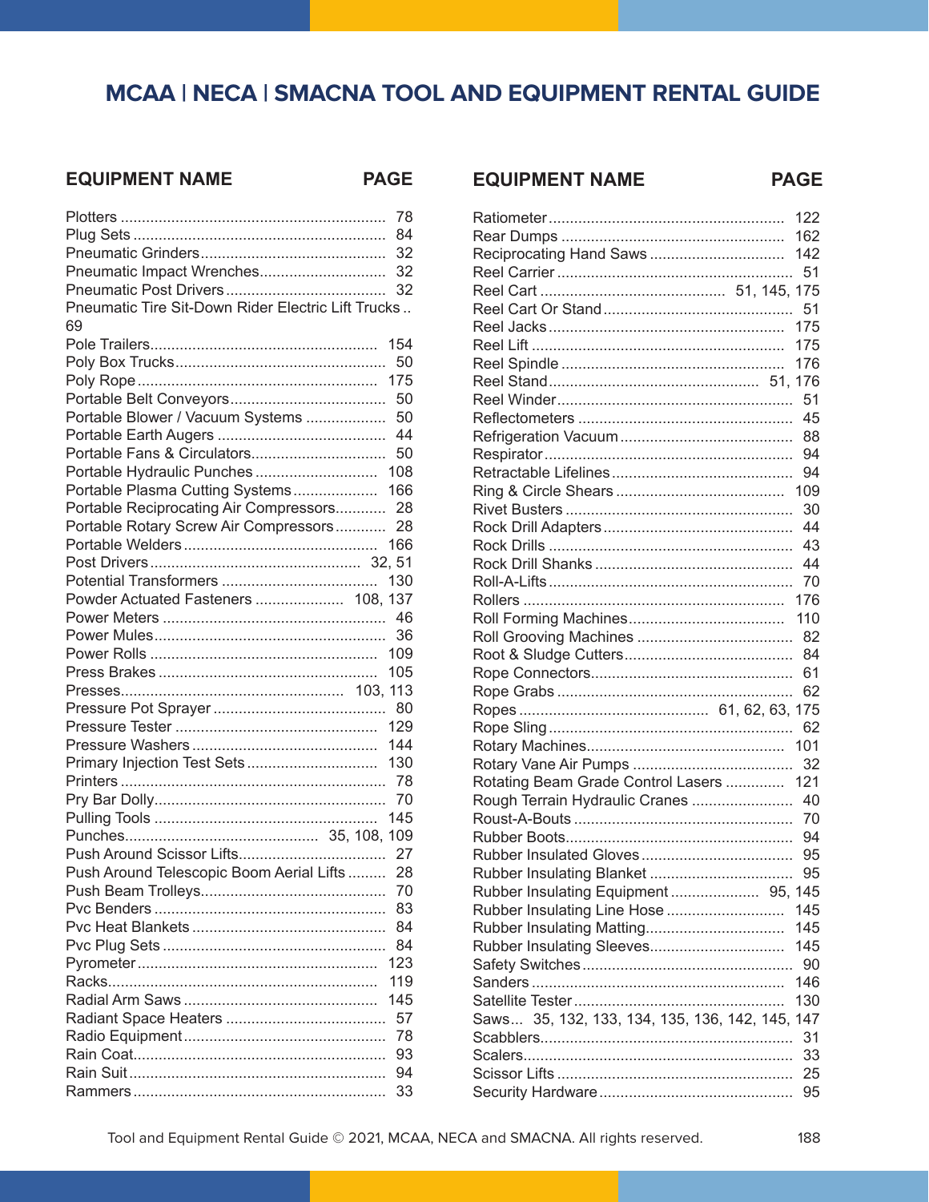## MCAA | NECA | SMACNA TOOL AND EQUIPMENT RENTAL GUIDE

| EQUIPMENT NAME | PAGE |
|---|---|
| Plotters | 78 |
| Plug Sets | 84 |
| Pneumatic Grinders | 32 |
| Pneumatic Impact Wrenches | 32 |
| Pneumatic Post Drivers | 32 |
| Pneumatic Tire Sit-Down Rider Electric Lift Trucks | 69 |
| Pole Trailers | 154 |
| Poly Box Trucks | 50 |
| Poly Rope | 175 |
| Portable Belt Conveyors | 50 |
| Portable Blower / Vacuum Systems | 50 |
| Portable Earth Augers | 44 |
| Portable Fans & Circulators | 50 |
| Portable Hydraulic Punches | 108 |
| Portable Plasma Cutting Systems | 166 |
| Portable Reciprocating Air Compressors | 28 |
| Portable Rotary Screw Air Compressors | 28 |
| Portable Welders | 166 |
| Post Drivers | 32, 51 |
| Potential Transformers | 130 |
| Powder Actuated Fasteners | 108, 137 |
| Power Meters | 46 |
| Power Mules | 36 |
| Power Rolls | 109 |
| Press Brakes | 105 |
| Presses | 103, 113 |
| Pressure Pot Sprayer | 80 |
| Pressure Tester | 129 |
| Pressure Washers | 144 |
| Primary Injection Test Sets | 130 |
| Printers | 78 |
| Pry Bar Dolly | 70 |
| Pulling Tools | 145 |
| Punches | 35, 108, 109 |
| Push Around Scissor Lifts | 27 |
| Push Around Telescopic Boom Aerial Lifts | 28 |
| Push Beam Trolleys | 70 |
| Pvc Benders | 83 |
| Pvc Heat Blankets | 84 |
| Pvc Plug Sets | 84 |
| Pyrometer | 123 |
| Racks | 119 |
| Radial Arm Saws | 145 |
| Radiant Space Heaters | 57 |
| Radio Equipment | 78 |
| Rain Coat | 93 |
| Rain Suit | 94 |
| Rammers | 33 |
| Ratiometer | 122 |
| Rear Dumps | 162 |
| Reciprocating Hand Saws | 142 |
| Reel Carrier | 51 |
| Reel Cart | 51, 145, 175 |
| Reel Cart Or Stand | 51 |
| Reel Jacks | 175 |
| Reel Lift | 175 |
| Reel Spindle | 176 |
| Reel Stand | 51, 176 |
| Reel Winder | 51 |
| Reflectometers | 45 |
| Refrigeration Vacuum | 88 |
| Respirator | 94 |
| Retractable Lifelines | 94 |
| Ring & Circle Shears | 109 |
| Rivet Busters | 30 |
| Rock Drill Adapters | 44 |
| Rock Drills | 43 |
| Rock Drill Shanks | 44 |
| Roll-A-Lifts | 70 |
| Rollers | 176 |
| Roll Forming Machines | 110 |
| Roll Grooving Machines | 82 |
| Root & Sludge Cutters | 84 |
| Rope Connectors | 61 |
| Rope Grabs | 62 |
| Ropes | 61, 62, 63, 175 |
| Rope Sling | 62 |
| Rotary Machines | 101 |
| Rotary Vane Air Pumps | 32 |
| Rotating Beam Grade Control Lasers | 121 |
| Rough Terrain Hydraulic Cranes | 40 |
| Roust-A-Bouts | 70 |
| Rubber Boots | 94 |
| Rubber Insulated Gloves | 95 |
| Rubber Insulating Blanket | 95 |
| Rubber Insulating Equipment | 95, 145 |
| Rubber Insulating Line Hose | 145 |
| Rubber Insulating Matting | 145 |
| Rubber Insulating Sleeves | 145 |
| Safety Switches | 90 |
| Sanders | 146 |
| Satellite Tester | 130 |
| Saws | 35, 132, 133, 134, 135, 136, 142, 145, 147 |
| Scabblers | 31 |
| Scalers | 33 |
| Scissor Lifts | 25 |
| Security Hardware | 95 |

Tool and Equipment Rental Guide © 2021, MCAA, NECA and SMACNA. All rights reserved.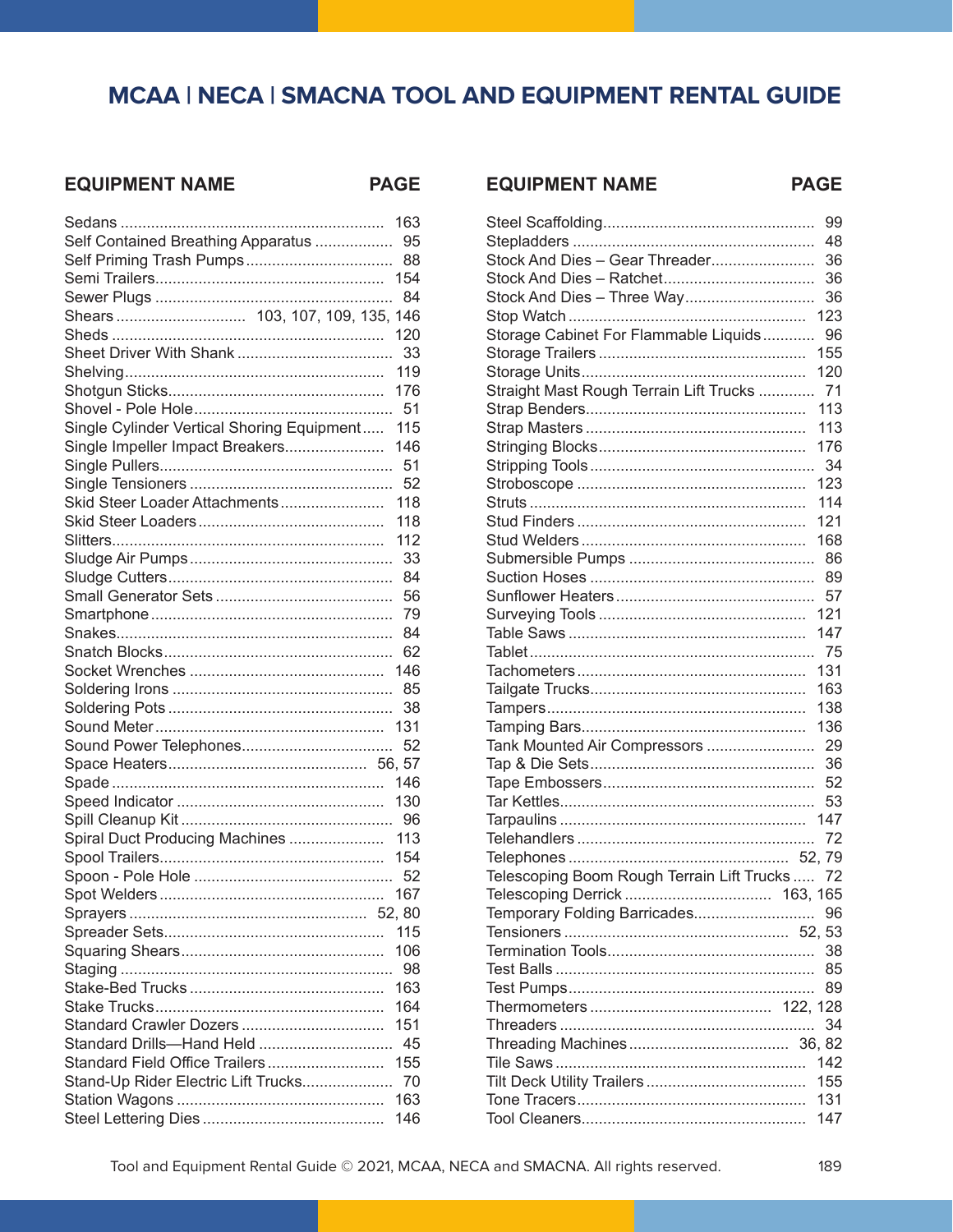## MCAA | NECA | SMACNA TOOL AND EQUIPMENT RENTAL GUIDE

| EQUIPMENT NAME | PAGE |
|---|---|
| Sedans | 163 |
| Self Contained Breathing Apparatus | 95 |
| Self Priming Trash Pumps | 88 |
| Semi Trailers | 154 |
| Sewer Plugs | 84 |
| Shears | 103, 107, 109, 135, 146 |
| Sheds | 120 |
| Sheet Driver With Shank | 33 |
| Shelving | 119 |
| Shotgun Sticks | 176 |
| Shovel - Pole Hole | 51 |
| Single Cylinder Vertical Shoring Equipment | 115 |
| Single Impeller Impact Breakers | 146 |
| Single Pullers | 51 |
| Single Tensioners | 52 |
| Skid Steer Loader Attachments | 118 |
| Skid Steer Loaders | 118 |
| Slitters | 112 |
| Sludge Air Pumps | 33 |
| Sludge Cutters | 84 |
| Small Generator Sets | 56 |
| Smartphone | 79 |
| Snakes | 84 |
| Snatch Blocks | 62 |
| Socket Wrenches | 146 |
| Soldering Irons | 85 |
| Soldering Pots | 38 |
| Sound Meter | 131 |
| Sound Power Telephones | 52 |
| Space Heaters | 56, 57 |
| Spade | 146 |
| Speed Indicator | 130 |
| Spill Cleanup Kit | 96 |
| Spiral Duct Producing Machines | 113 |
| Spool Trailers | 154 |
| Spoon - Pole Hole | 52 |
| Spot Welders | 167 |
| Sprayers | 52, 80 |
| Spreader Sets | 115 |
| Squaring Shears | 106 |
| Staging | 98 |
| Stake-Bed Trucks | 163 |
| Stake Trucks | 164 |
| Standard Crawler Dozers | 151 |
| Standard Drills—Hand Held | 45 |
| Standard Field Office Trailers | 155 |
| Stand-Up Rider Electric Lift Trucks | 70 |
| Station Wagons | 163 |
| Steel Lettering Dies | 146 |
| Steel Scaffolding | 99 |
| Stepladders | 48 |
| Stock And Dies – Gear Threader | 36 |
| Stock And Dies – Ratchet | 36 |
| Stock And Dies – Three Way | 36 |
| Stop Watch | 123 |
| Storage Cabinet For Flammable Liquids | 96 |
| Storage Trailers | 155 |
| Storage Units | 120 |
| Straight Mast Rough Terrain Lift Trucks | 71 |
| Strap Benders | 113 |
| Strap Masters | 113 |
| Stringing Blocks | 176 |
| Stripping Tools | 34 |
| Stroboscope | 123 |
| Struts | 114 |
| Stud Finders | 121 |
| Stud Welders | 168 |
| Submersible Pumps | 86 |
| Suction Hoses | 89 |
| Sunflower Heaters | 57 |
| Surveying Tools | 121 |
| Table Saws | 147 |
| Tablet | 75 |
| Tachometers | 131 |
| Tailgate Trucks | 163 |
| Tampers | 138 |
| Tamping Bars | 136 |
| Tank Mounted Air Compressors | 29 |
| Tap & Die Sets | 36 |
| Tape Embossers | 52 |
| Tar Kettles | 53 |
| Tarpaulins | 147 |
| Telehandlers | 72 |
| Telephones | 52, 79 |
| Telescoping Boom Rough Terrain Lift Trucks | 72 |
| Telescoping Derrick | 163, 165 |
| Temporary Folding Barricades | 96 |
| Tensioners | 52, 53 |
| Termination Tools | 38 |
| Test Balls | 85 |
| Test Pumps | 89 |
| Thermometers | 122, 128 |
| Threaders | 34 |
| Threading Machines | 36, 82 |
| Tile Saws | 142 |
| Tilt Deck Utility Trailers | 155 |
| Tone Tracers | 131 |
| Tool Cleaners | 147 |

Tool and Equipment Rental Guide © 2021, MCAA, NECA and SMACNA. All rights reserved.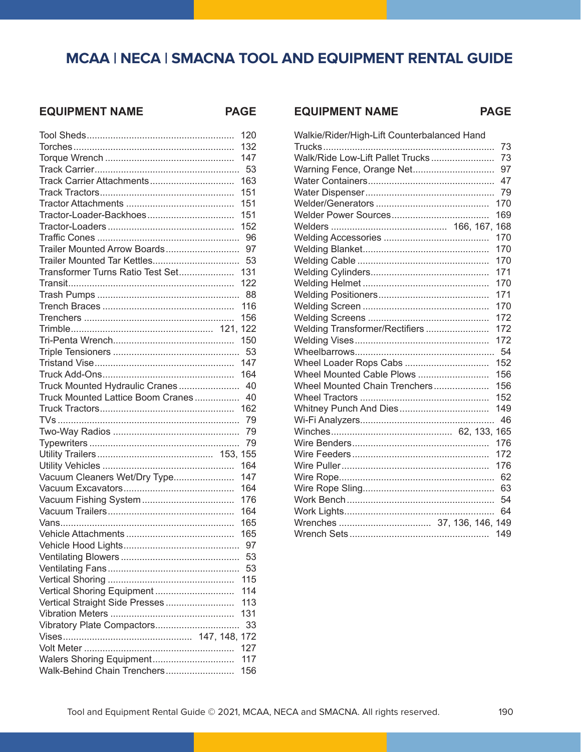## MCAA | NECA | SMACNA TOOL AND EQUIPMENT RENTAL GUIDE

| EQUIPMENT NAME | PAGE |
|---|---|
| Tool Sheds | 120 |
| Torches | 132 |
| Torque Wrench | 147 |
| Track Carrier | 53 |
| Track Carrier Attachments | 163 |
| Track Tractors | 151 |
| Tractor Attachments | 151 |
| Tractor-Loader-Backhoes | 151 |
| Tractor-Loaders | 152 |
| Traffic Cones | 96 |
| Trailer Mounted Arrow Boards | 97 |
| Trailer Mounted Tar Kettles | 53 |
| Transformer Turns Ratio Test Set | 131 |
| Transit | 122 |
| Trash Pumps | 88 |
| Trench Braces | 116 |
| Trenchers | 156 |
| Trimble | 121, 122 |
| Tri-Penta Wrench | 150 |
| Triple Tensioners | 53 |
| Tristand Vise | 147 |
| Truck Add-Ons | 164 |
| Truck Mounted Hydraulic Cranes | 40 |
| Truck Mounted Lattice Boom Cranes | 40 |
| Truck Tractors | 162 |
| TVs | 79 |
| Two-Way Radios | 79 |
| Typewriters | 79 |
| Utility Trailers | 153, 155 |
| Utility Vehicles | 164 |
| Vacuum Cleaners Wet/Dry Type | 147 |
| Vacuum Excavators | 164 |
| Vacuum Fishing System | 176 |
| Vacuum Trailers | 164 |
| Vans | 165 |
| Vehicle Attachments | 165 |
| Vehicle Hood Lights | 97 |
| Ventilating Blowers | 53 |
| Ventilating Fans | 53 |
| Vertical Shoring | 115 |
| Vertical Shoring Equipment | 114 |
| Vertical Straight Side Presses | 113 |
| Vibration Meters | 131 |
| Vibratory Plate Compactors | 33 |
| Vises | 147, 148, 172 |
| Volt Meter | 127 |
| Walers Shoring Equipment | 117 |
| Walk-Behind Chain Trenchers | 156 |
| Walkie/Rider/High-Lift Counterbalanced Hand Trucks | 73 |
| Walk/Ride Low-Lift Pallet Trucks | 73 |
| Warning Fence, Orange Net | 97 |
| Water Containers | 47 |
| Water Dispenser | 79 |
| Welder/Generators | 170 |
| Welder Power Sources | 169 |
| Welders | 166, 167, 168 |
| Welding Accessories | 170 |
| Welding Blanket | 170 |
| Welding Cable | 170 |
| Welding Cylinders | 171 |
| Welding Helmet | 170 |
| Welding Positioners | 171 |
| Welding Screen | 170 |
| Welding Screens | 172 |
| Welding Transformer/Rectifiers | 172 |
| Welding Vises | 172 |
| Wheelbarrows | 54 |
| Wheel Loader Rops Cabs | 152 |
| Wheel Mounted Cable Plows | 156 |
| Wheel Mounted Chain Trenchers | 156 |
| Wheel Tractors | 152 |
| Whitney Punch And Dies | 149 |
| Wi-Fi Analyzers | 46 |
| Winches | 62, 133, 165 |
| Wire Benders | 176 |
| Wire Feeders | 172 |
| Wire Puller | 176 |
| Wire Rope | 62 |
| Wire Rope Sling | 63 |
| Work Bench | 54 |
| Work Lights | 64 |
| Wrenches | 37, 136, 146, 149 |
| Wrench Sets | 149 |

Tool and Equipment Rental Guide © 2021, MCAA, NECA and SMACNA. All rights reserved.